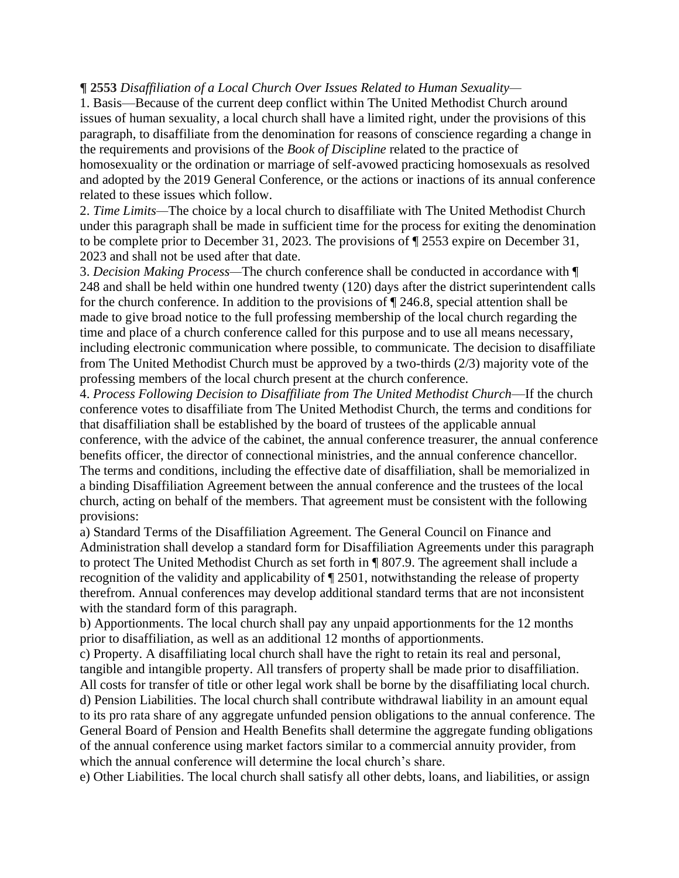**¶ 2553** *Disaffiliation of a Local Church Over Issues Related to Human Sexuality—*

1. Basis—Because of the current deep conflict within The United Methodist Church around issues of human sexuality, a local church shall have a limited right, under the provisions of this paragraph, to disaffiliate from the denomination for reasons of conscience regarding a change in the requirements and provisions of the *Book of Discipline* related to the practice of homosexuality or the ordination or marriage of self-avowed practicing homosexuals as resolved and adopted by the 2019 General Conference, or the actions or inactions of its annual conference related to these issues which follow.

2. *Time Limits*—The choice by a local church to disaffiliate with The United Methodist Church under this paragraph shall be made in sufficient time for the process for exiting the denomination to be complete prior to December 31, 2023. The provisions of ¶ 2553 expire on December 31, 2023 and shall not be used after that date.

3. *Decision Making Process*—The church conference shall be conducted in accordance with ¶ 248 and shall be held within one hundred twenty (120) days after the district superintendent calls for the church conference. In addition to the provisions of ¶ 246.8, special attention shall be made to give broad notice to the full professing membership of the local church regarding the time and place of a church conference called for this purpose and to use all means necessary, including electronic communication where possible, to communicate. The decision to disaffiliate from The United Methodist Church must be approved by a two-thirds (2/3) majority vote of the professing members of the local church present at the church conference.

4. *Process Following Decision to Disaffiliate from The United Methodist Church*—If the church conference votes to disaffiliate from The United Methodist Church, the terms and conditions for that disaffiliation shall be established by the board of trustees of the applicable annual conference, with the advice of the cabinet, the annual conference treasurer, the annual conference benefits officer, the director of connectional ministries, and the annual conference chancellor. The terms and conditions, including the effective date of disaffiliation, shall be memorialized in a binding Disaffiliation Agreement between the annual conference and the trustees of the local church, acting on behalf of the members. That agreement must be consistent with the following provisions:

a) Standard Terms of the Disaffiliation Agreement. The General Council on Finance and Administration shall develop a standard form for Disaffiliation Agreements under this paragraph to protect The United Methodist Church as set forth in ¶ 807.9. The agreement shall include a recognition of the validity and applicability of ¶ 2501, notwithstanding the release of property therefrom. Annual conferences may develop additional standard terms that are not inconsistent with the standard form of this paragraph.

b) Apportionments. The local church shall pay any unpaid apportionments for the 12 months prior to disaffiliation, as well as an additional 12 months of apportionments.

c) Property. A disaffiliating local church shall have the right to retain its real and personal, tangible and intangible property. All transfers of property shall be made prior to disaffiliation. All costs for transfer of title or other legal work shall be borne by the disaffiliating local church.

d) Pension Liabilities. The local church shall contribute withdrawal liability in an amount equal to its pro rata share of any aggregate unfunded pension obligations to the annual conference. The General Board of Pension and Health Benefits shall determine the aggregate funding obligations of the annual conference using market factors similar to a commercial annuity provider, from which the annual conference will determine the local church's share.

e) Other Liabilities. The local church shall satisfy all other debts, loans, and liabilities, or assign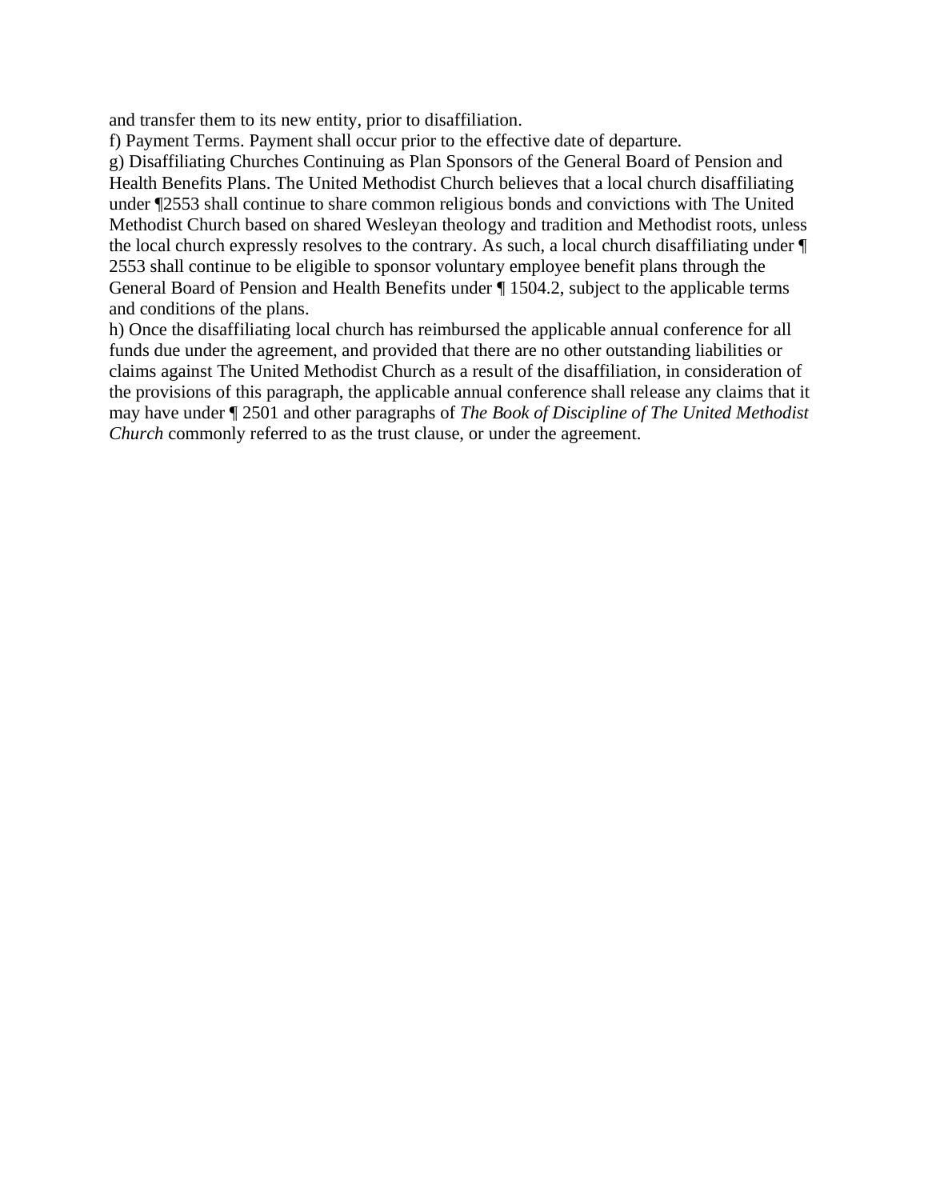and transfer them to its new entity, prior to disaffiliation.

f) Payment Terms. Payment shall occur prior to the effective date of departure.

g) Disaffiliating Churches Continuing as Plan Sponsors of the General Board of Pension and Health Benefits Plans. The United Methodist Church believes that a local church disaffiliating under ¶2553 shall continue to share common religious bonds and convictions with The United Methodist Church based on shared Wesleyan theology and tradition and Methodist roots, unless the local church expressly resolves to the contrary. As such, a local church disaffiliating under ¶ 2553 shall continue to be eligible to sponsor voluntary employee benefit plans through the General Board of Pension and Health Benefits under ¶ 1504.2, subject to the applicable terms and conditions of the plans.

h) Once the disaffiliating local church has reimbursed the applicable annual conference for all funds due under the agreement, and provided that there are no other outstanding liabilities or claims against The United Methodist Church as a result of the disaffiliation, in consideration of the provisions of this paragraph, the applicable annual conference shall release any claims that it may have under ¶ 2501 and other paragraphs of *The Book of Discipline of The United Methodist Church* commonly referred to as the trust clause, or under the agreement.